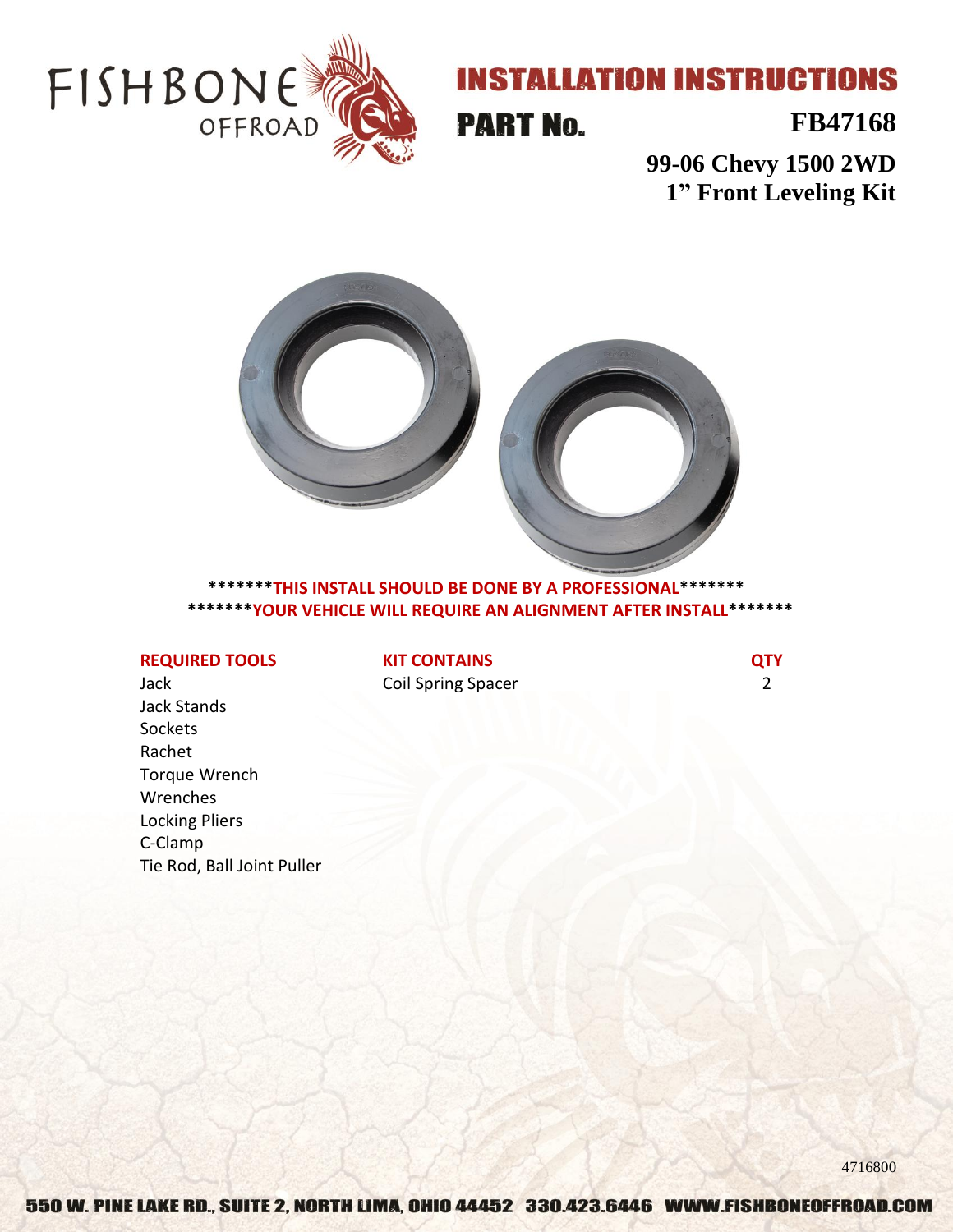# INSTALLATION INSTRUCTIONS

## PART No. FB47168

**99-06 Chevy 1500 2WD**
**1" Front Leveling Kit**

**\*\*\*\*\*\*\*THIS INSTALL SHOULD BE DONE BY A PROFESSIONAL\*\*\*\*\*\*\***
**\*\*\*\*\*\*\*YOUR VEHICLE WILL REQUIRE AN ALIGNMENT AFTER INSTALL\*\*\*\*\*\*\***

**REQUIRED TOOLS**

- Jack
- Jack Stands
- Sockets
- Rachet
- Torque Wrench
- Wrenches
- Locking Pliers
- C-Clamp
- Tie Rod, Ball Joint Puller

| KIT CONTAINS | QTY |
| --- | --- |
| Coil Spring Spacer | 2 |

4716800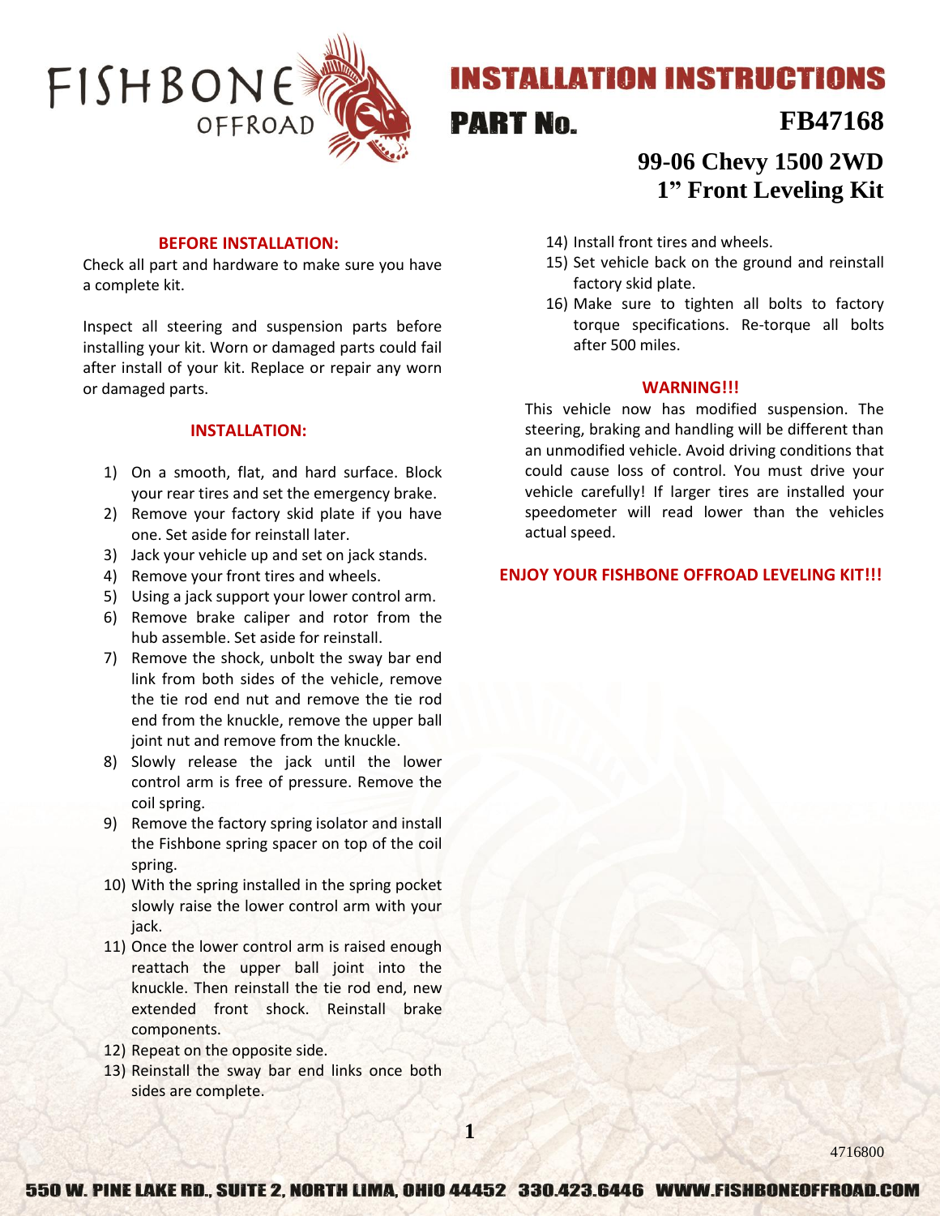# INSTALLATION INSTRUCTIONS

## PART No. FB47168

## 99-06 Chevy 1500 2WD
## 1" Front Leveling Kit

### BEFORE INSTALLATION:

Check all part and hardware to make sure you have a complete kit.

Inspect all steering and suspension parts before installing your kit. Worn or damaged parts could fail after install of your kit. Replace or repair any worn or damaged parts.

### INSTALLATION:

1) On a smooth, flat, and hard surface. Block your rear tires and set the emergency brake.
2) Remove your factory skid plate if you have one. Set aside for reinstall later.
3) Jack your vehicle up and set on jack stands.
4) Remove your front tires and wheels.
5) Using a jack support your lower control arm.
6) Remove brake caliper and rotor from the hub assemble. Set aside for reinstall.
7) Remove the shock, unbolt the sway bar end link from both sides of the vehicle, remove the tie rod end nut and remove the tie rod end from the knuckle, remove the upper ball joint nut and remove from the knuckle.
8) Slowly release the jack until the lower control arm is free of pressure. Remove the coil spring.
9) Remove the factory spring isolator and install the Fishbone spring spacer on top of the coil spring.
10) With the spring installed in the spring pocket slowly raise the lower control arm with your jack.
11) Once the lower control arm is raised enough reattach the upper ball joint into the knuckle. Then reinstall the tie rod end, new extended front shock. Reinstall brake components.
12) Repeat on the opposite side.
13) Reinstall the sway bar end links once both sides are complete.
14) Install front tires and wheels.
15) Set vehicle back on the ground and reinstall factory skid plate.
16) Make sure to tighten all bolts to factory torque specifications. Re-torque all bolts after 500 miles.

### WARNING!!!

This vehicle now has modified suspension. The steering, braking and handling will be different than an unmodified vehicle. Avoid driving conditions that could cause loss of control. You must drive your vehicle carefully! If larger tires are installed your speedometer will read lower than the vehicles actual speed.

**ENJOY YOUR FISHBONE OFFROAD LEVELING KIT!!!**

4716800

550 W. PINE LAKE RD., SUITE 2, NORTH LIMA, OHIO 44452 330.423.6446 WWW.FISHBONEOFFROAD.COM